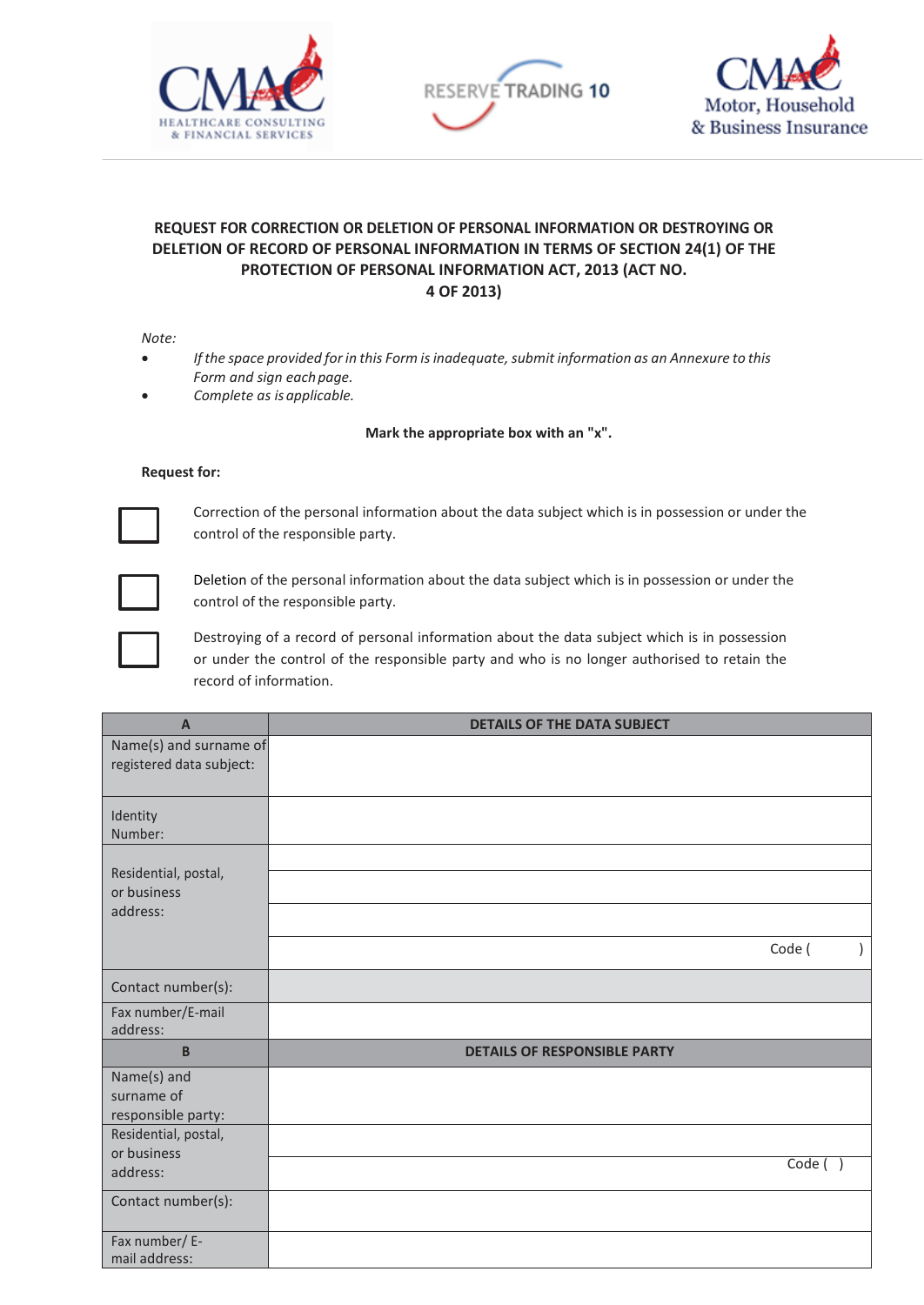CMAC HEALTHCARE CONSULTING & FINANCIAL SERVICES | RESERVE TRADING 10 | CMAC Motor, Household & Business Insurance

**REQUEST FOR CORRECTION OR DELETION OF PERSONAL INFORMATION OR DESTROYING OR DELETION OF RECORD OF PERSONAL INFORMATION IN TERMS OF SECTION 24(1) OF THE PROTECTION OF PERSONAL INFORMATION ACT, 2013 (ACT NO. 4 OF 2013)**

*Note:*

- *If the space provided for in this Form is inadequate, submit information as an Annexure to this Form and sign each page.*
- *Complete as is applicable.*

**Mark the appropriate box with an "x".**

**Request for:**

☐ Correction of the personal information about the data subject which is in possession or under the control of the responsible party.

☐ Deletion of the personal information about the data subject which is in possession or under the control of the responsible party.

☐ Destroying of a record of personal information about the data subject which is in possession or under the control of the responsible party and who is no longer authorised to retain the record of information.

| A | DETAILS OF THE DATA SUBJECT |
|---|---|
| Name(s) and surname of registered data subject: | |
| Identity Number: | |
| Residential, postal, or business address: | |
| | |
| | |
| | Code ( ) |
| Contact number(s): | |
| Fax number/E-mail address: | |
| **B** | **DETAILS OF RESPONSIBLE PARTY** |
| Name(s) and surname of responsible party: | |
| Residential, postal, or business address: | |
| | Code ( ) |
| Contact number(s): | |
| Fax number/ E-mail address: | |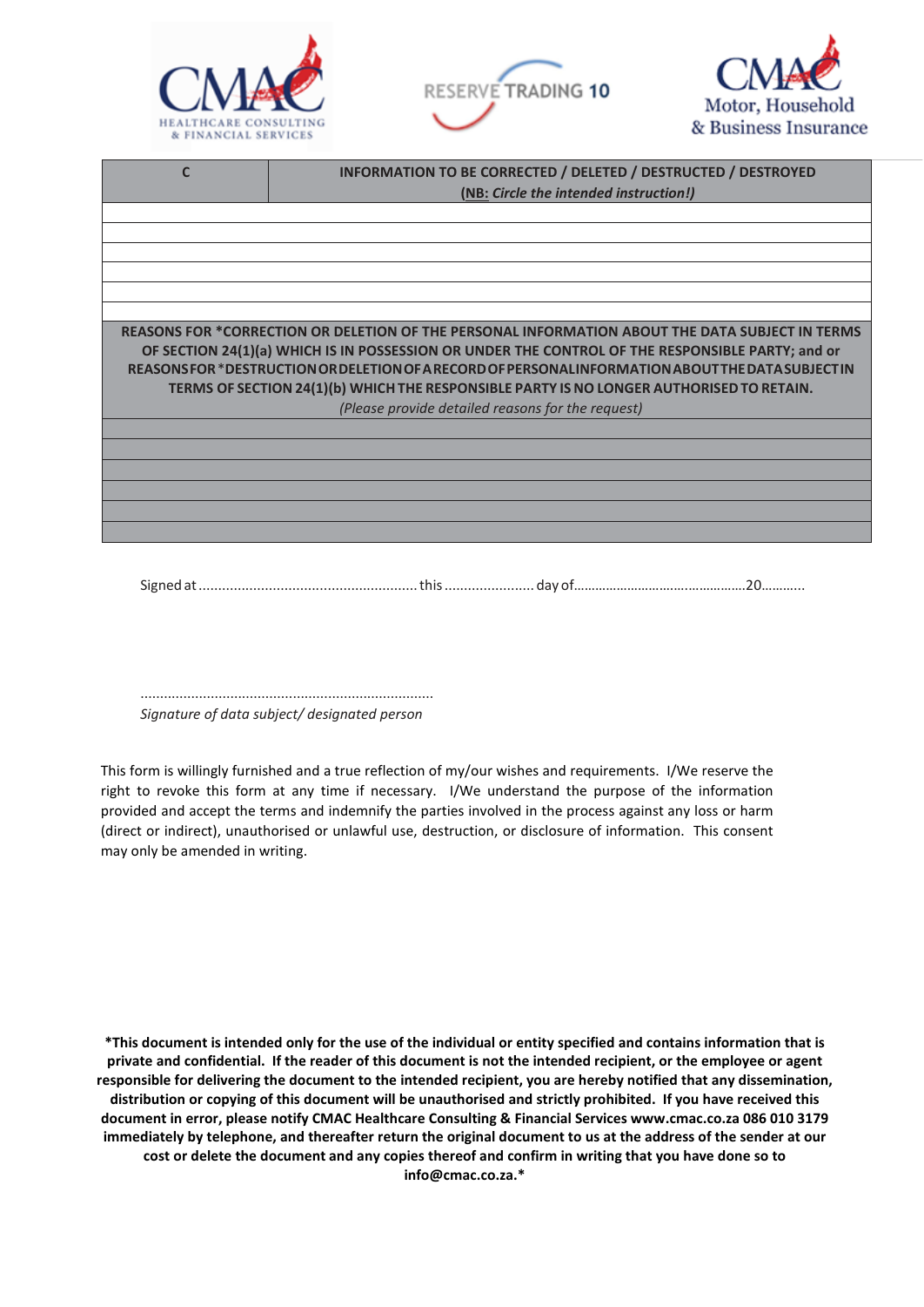| C | INFORMATION TO BE CORRECTED / DELETED / DESTRUCTED / DESTROYED (**NB:** *Circle the intended instruction!*) |
|---|---|
| | |
| | |
| | |
| | |
| | |
| | |

| REASONS FOR *CORRECTION OR DELETION OF THE PERSONAL INFORMATION ABOUT THE DATA SUBJECT IN TERMS OF SECTION 24(1)(a) WHICH IS IN POSSESSION OR UNDER THE CONTROL OF THE RESPONSIBLE PARTY; and or REASONS FOR *DESTRUCTION OR DELETION OF A RECORD OF PERSONAL INFORMATION ABOUT THE DATA SUBJECT IN TERMS OF SECTION 24(1)(b) WHICH THE RESPONSIBLE PARTY IS NO LONGER AUTHORISED TO RETAIN. *(Please provide detailed reasons for the request)* |
|---|
| |
| |
| |
| |
| |
| |

Signed at ........................................................ this ....................... day of...............................................20...........

..........................................................................

*Signature of data subject/ designated person*

This form is willingly furnished and a true reflection of my/our wishes and requirements. I/We reserve the right to revoke this form at any time if necessary. I/We understand the purpose of the information provided and accept the terms and indemnify the parties involved in the process against any loss or harm (direct or indirect), unauthorised or unlawful use, destruction, or disclosure of information. This consent may only be amended in writing.

**\*This document is intended only for the use of the individual or entity specified and contains information that is private and confidential. If the reader of this document is not the intended recipient, or the employee or agent responsible for delivering the document to the intended recipient, you are hereby notified that any dissemination, distribution or copying of this document will be unauthorised and strictly prohibited. If you have received this document in error, please notify CMAC Healthcare Consulting & Financial Services www.cmac.co.za 086 010 3179 immediately by telephone, and thereafter return the original document to us at the address of the sender at our cost or delete the document and any copies thereof and confirm in writing that you have done so to info@cmac.co.za.\***